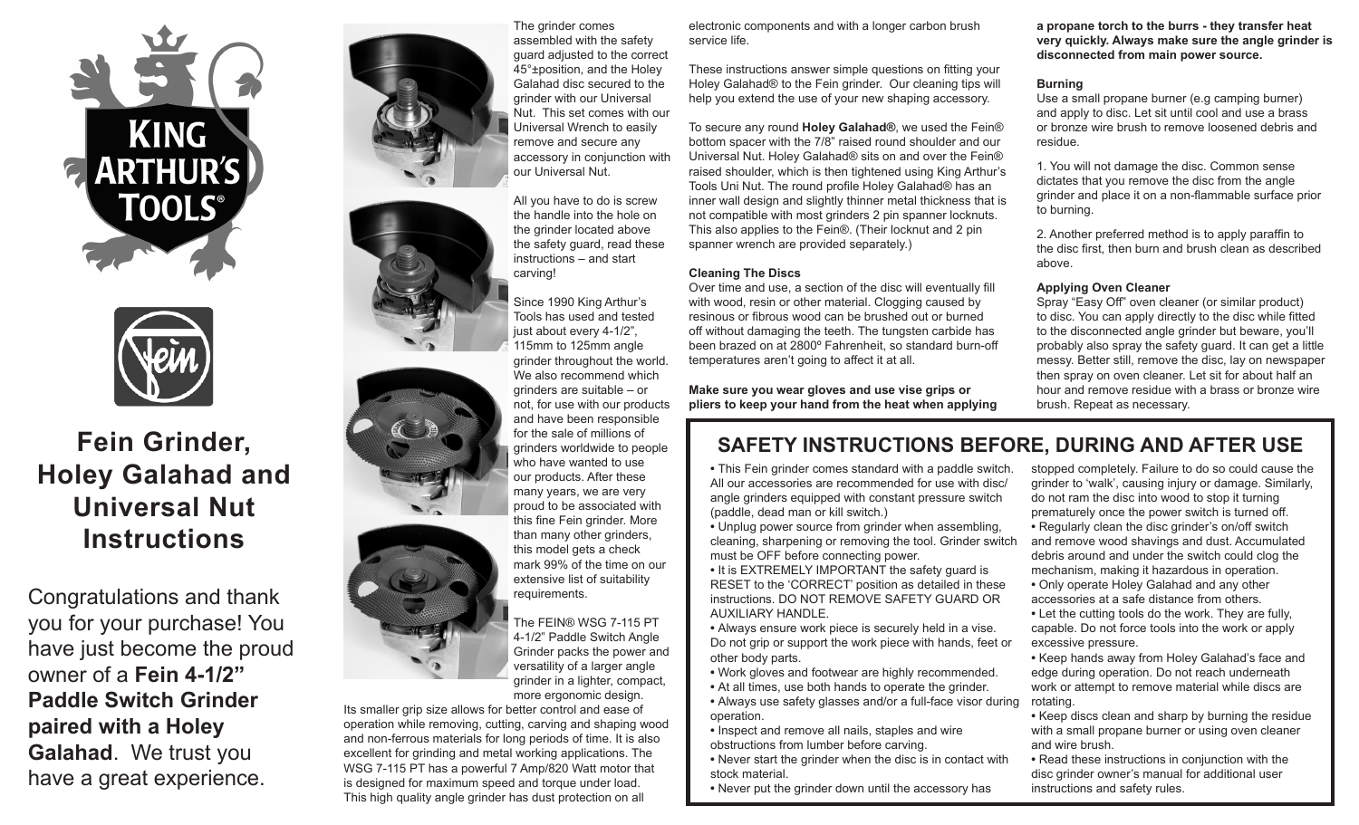# Fein Grinder, Holey Galahad and Universal Nut Instructions

Congratulations and thank you for your purchase! You have just become the proud owner of a **Fein 4-1/2" Paddle Switch Grinder paired with a Holey Galahad**. We trust you have a great experience.

The grinder comes assembled with the safety guard adjusted to the correct 45°±position, and the Holey Galahad disc secured to the grinder with our Universal Nut. This set comes with our Universal Wrench to easily remove and secure any accessory in conjunction with our Universal Nut.

All you have to do is screw the handle into the hole on the grinder located above the safety guard, read these instructions – and start carving!

Since 1990 King Arthur's Tools has used and tested just about every 4-1/2", 115mm to 125mm angle grinder throughout the world. We also recommend which grinders are suitable – or not, for use with our products and have been responsible for the sale of millions of grinders worldwide to people who have wanted to use our products. After these many years, we are very proud to be associated with this fine Fein grinder. More than many other grinders, this model gets a check mark 99% of the time on our extensive list of suitability requirements.

The FEIN® WSG 7-115 PT 4-1/2" Paddle Switch Angle Grinder packs the power and versatility of a larger angle grinder in a lighter, compact, more ergonomic design. Its smaller grip size allows for better control and ease of operation while removing, cutting, carving and shaping wood and non-ferrous materials for long periods of time. It is also excellent for grinding and metal working applications. The WSG 7-115 PT has a powerful 7 Amp/820 Watt motor that is designed for maximum speed and torque under load. This high quality angle grinder has dust protection on all electronic components and with a longer carbon brush service life.

These instructions answer simple questions on fitting your Holey Galahad® to the Fein grinder. Our cleaning tips will help you extend the use of your new shaping accessory.

To secure any round **Holey Galahad®**, we used the Fein® bottom spacer with the 7/8" raised round shoulder and our Universal Nut. Holey Galahad® sits on and over the Fein® raised shoulder, which is then tightened using King Arthur's Tools Uni Nut. The round profile Holey Galahad® has an inner wall design and slightly thinner metal thickness that is not compatible with most grinders 2 pin spanner locknuts. This also applies to the Fein®. (Their locknut and 2 pin spanner wrench are provided separately.)

### Cleaning The Discs

Over time and use, a section of the disc will eventually fill with wood, resin or other material. Clogging caused by resinous or fibrous wood can be brushed out or burned off without damaging the teeth. The tungsten carbide has been brazed on at 2800º Fahrenheit, so standard burn-off temperatures aren't going to affect it at all.

**Make sure you wear gloves and use vise grips or pliers to keep your hand from the heat when applying a propane torch to the burrs - they transfer heat very quickly. Always make sure the angle grinder is disconnected from main power source.**

### Burning

Use a small propane burner (e.g camping burner) and apply to disc. Let sit until cool and use a brass or bronze wire brush to remove loosened debris and residue.

1. You will not damage the disc. Common sense dictates that you remove the disc from the angle grinder and place it on a non-flammable surface prior to burning.

2. Another preferred method is to apply paraffin to the disc first, then burn and brush clean as described above.

### Applying Oven Cleaner

Spray "Easy Off" oven cleaner (or similar product) to disc. You can apply directly to the disc while fitted to the disconnected angle grinder but beware, you'll probably also spray the safety guard. It can get a little messy. Better still, remove the disc, lay on newspaper then spray on oven cleaner. Let sit for about half an hour and remove residue with a brass or bronze wire brush. Repeat as necessary.

## SAFETY INSTRUCTIONS BEFORE, DURING AND AFTER USE

- This Fein grinder comes standard with a paddle switch. All our accessories are recommended for use with disc/angle grinders equipped with constant pressure switch (paddle, dead man or kill switch.)
- Unplug power source from grinder when assembling, cleaning, sharpening or removing the tool. Grinder switch must be OFF before connecting power.
- It is EXTREMELY IMPORTANT the safety guard is RESET to the 'CORRECT' position as detailed in these instructions. DO NOT REMOVE SAFETY GUARD OR AUXILIARY HANDLE.
- Always ensure work piece is securely held in a vise. Do not grip or support the work piece with hands, feet or other body parts.
- Work gloves and footwear are highly recommended.
- At all times, use both hands to operate the grinder.
- Always use safety glasses and/or a full-face visor during operation.
- Inspect and remove all nails, staples and wire obstructions from lumber before carving.
- Never start the grinder when the disc is in contact with stock material.
- Never put the grinder down until the accessory has stopped completely. Failure to do so could cause the grinder to 'walk', causing injury or damage. Similarly, do not ram the disc into wood to stop it turning prematurely once the power switch is turned off.
- Regularly clean the disc grinder's on/off switch and remove wood shavings and dust. Accumulated debris around and under the switch could clog the mechanism, making it hazardous in operation.
- Only operate Holey Galahad and any other accessories at a safe distance from others.
- Let the cutting tools do the work. They are fully, capable. Do not force tools into the work or apply excessive pressure.
- Keep hands away from Holey Galahad's face and edge during operation. Do not reach underneath work or attempt to remove material while discs are rotating.
- Keep discs clean and sharp by burning the residue with a small propane burner or using oven cleaner and wire brush.
- Read these instructions in conjunction with the disc grinder owner's manual for additional user instructions and safety rules.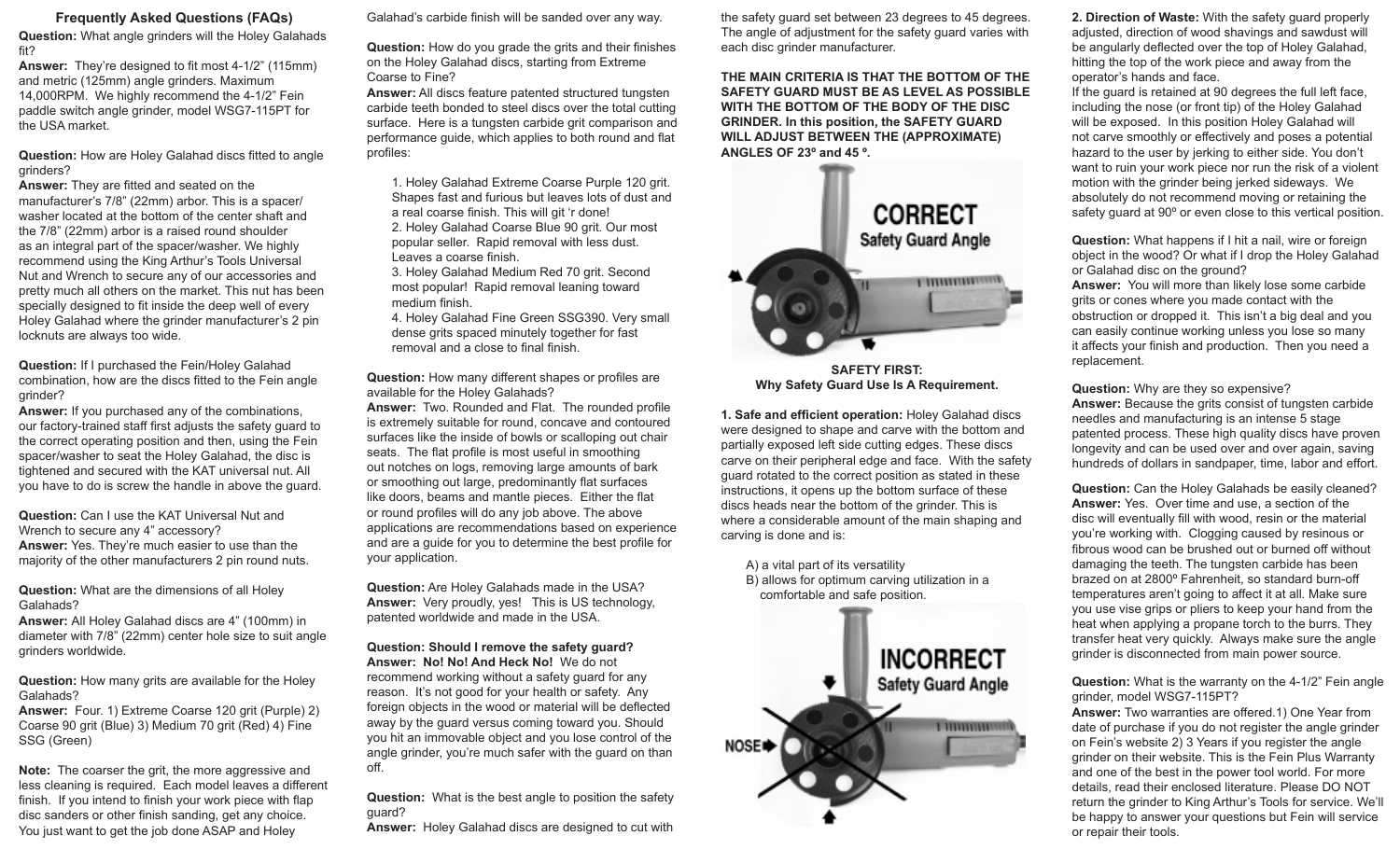## Frequently Asked Questions (FAQs)

**Question:** What angle grinders will the Holey Galahads fit?

**Answer:** They're designed to fit most 4-1/2" (115mm) and metric (125mm) angle grinders. Maximum 14,000RPM. We highly recommend the 4-1/2" Fein paddle switch angle grinder, model WSG7-115PT for the USA market.

**Question:** How are Holey Galahad discs fitted to angle grinders?

**Answer:** They are fitted and seated on the manufacturer's 7/8" (22mm) arbor. This is a spacer/washer located at the bottom of the center shaft and the 7/8" (22mm) arbor is a raised round shoulder as an integral part of the spacer/washer. We highly recommend using the King Arthur's Tools Universal Nut and Wrench to secure any of our accessories and pretty much all others on the market. This nut has been specially designed to fit inside the deep well of every Holey Galahad where the grinder manufacturer's 2 pin locknuts are always too wide.

**Question:** If I purchased the Fein/Holey Galahad combination, how are the discs fitted to the Fein angle grinder?

**Answer:** If you purchased any of the combinations, our factory-trained staff first adjusts the safety guard to the correct operating position and then, using the Fein spacer/washer to seat the Holey Galahad, the disc is tightened and secured with the KAT universal nut. All you have to do is screw the handle in above the guard.

**Question:** Can I use the KAT Universal Nut and Wrench to secure any 4" accessory?

**Answer:** Yes. They're much easier to use than the majority of the other manufacturers 2 pin round nuts.

**Question:** What are the dimensions of all Holey Galahads?

**Answer:** All Holey Galahad discs are 4" (100mm) in diameter with 7/8" (22mm) center hole size to suit angle grinders worldwide.

**Question:** How many grits are available for the Holey Galahads?

**Answer:** Four. 1) Extreme Coarse 120 grit (Purple) 2) Coarse 90 grit (Blue) 3) Medium 70 grit (Red) 4) Fine SSG (Green)

**Note:** The coarser the grit, the more aggressive and less cleaning is required. Each model leaves a different finish. If you intend to finish your work piece with flap disc sanders or other finish sanding, get any choice. You just want to get the job done ASAP and Holey Galahad's carbide finish will be sanded over any way.

**Question:** How do you grade the grits and their finishes on the Holey Galahad discs, starting from Extreme Coarse to Fine?

**Answer:** All discs feature patented structured tungsten carbide teeth bonded to steel discs over the total cutting surface. Here is a tungsten carbide grit comparison and performance guide, which applies to both round and flat profiles:

1. Holey Galahad Extreme Coarse Purple 120 grit. Shapes fast and furious but leaves lots of dust and a real coarse finish. This will git 'r done!
2. Holey Galahad Coarse Blue 90 grit. Our most popular seller. Rapid removal with less dust. Leaves a coarse finish.
3. Holey Galahad Medium Red 70 grit. Second most popular! Rapid removal leaning toward medium finish.
4. Holey Galahad Fine Green SSG390. Very small dense grits spaced minutely together for fast removal and a close to final finish.

**Question:** How many different shapes or profiles are available for the Holey Galahads?

**Answer:** Two. Rounded and Flat. The rounded profile is extremely suitable for round, concave and contoured surfaces like the inside of bowls or scalloping out chair seats. The flat profile is most useful in smoothing out notches on logs, removing large amounts of bark or smoothing out large, predominantly flat surfaces like doors, beams and mantle pieces. Either the flat or round profiles will do any job above. The above applications are recommendations based on experience and are a guide for you to determine the best profile for your application.

**Question:** Are Holey Galahads made in the USA?

**Answer:** Very proudly, yes! This is US technology, patented worldwide and made in the USA.

**Question: Should I remove the safety guard?**

**Answer: No! No! And Heck No!** We do not recommend working without a safety guard for any reason. It's not good for your health or safety. Any foreign objects in the wood or material will be deflected away by the guard versus coming toward you. Should you hit an immovable object and you lose control of the angle grinder, you're much safer with the guard on than off.

**Question:** What is the best angle to position the safety guard?

**Answer:** Holey Galahad discs are designed to cut with the safety guard set between 23 degrees to 45 degrees. The angle of adjustment for the safety guard varies with each disc grinder manufacturer.

**THE MAIN CRITERIA IS THAT THE BOTTOM OF THE SAFETY GUARD MUST BE AS LEVEL AS POSSIBLE WITH THE BOTTOM OF THE BODY OF THE DISC GRINDER. In this position, the SAFETY GUARD WILL ADJUST BETWEEN THE (APPROXIMATE) ANGLES OF 23º and 45 º.**

CORRECT
Safety Guard Angle

**SAFETY FIRST:**
**Why Safety Guard Use Is A Requirement.**

**1. Safe and efficient operation:** Holey Galahad discs were designed to shape and carve with the bottom and partially exposed left side cutting edges. These discs carve on their peripheral edge and face. With the safety guard rotated to the correct position as stated in these instructions, it opens up the bottom surface of these discs heads near the bottom of the grinder. This is where a considerable amount of the main shaping and carving is done and is:

A) a vital part of its versatility
B) allows for optimum carving utilization in a comfortable and safe position.

INCORRECT
Safety Guard Angle
NOSE

**2. Direction of Waste:** With the safety guard properly adjusted, direction of wood shavings and sawdust will be angularly deflected over the top of Holey Galahad, hitting the top of the work piece and away from the operator's hands and face.

If the guard is retained at 90 degrees the full left face, including the nose (or front tip) of the Holey Galahad will be exposed. In this position Holey Galahad will not carve smoothly or effectively and poses a potential hazard to the user by jerking to either side. You don't want to ruin your work piece nor run the risk of a violent motion with the grinder being jerked sideways. We absolutely do not recommend moving or retaining the safety guard at 90º or even close to this vertical position.

**Question:** What happens if I hit a nail, wire or foreign object in the wood? Or what if I drop the Holey Galahad or Galahad disc on the ground?

**Answer:** You will more than likely lose some carbide grits or cones where you made contact with the obstruction or dropped it. This isn't a big deal and you can easily continue working unless you lose so many it affects your finish and production. Then you need a replacement.

**Question:** Why are they so expensive?

**Answer:** Because the grits consist of tungsten carbide needles and manufacturing is an intense 5 stage patented process. These high quality discs have proven longevity and can be used over and over again, saving hundreds of dollars in sandpaper, time, labor and effort.

**Question:** Can the Holey Galahads be easily cleaned?

**Answer:** Yes. Over time and use, a section of the disc will eventually fill with wood, resin or the material you're working with. Clogging caused by resinous or fibrous wood can be brushed out or burned off without damaging the teeth. The tungsten carbide has been brazed on at 2800º Fahrenheit, so standard burn-off temperatures aren't going to affect it at all. Make sure you use vise grips or pliers to keep your hand from the heat when applying a propane torch to the burrs. They transfer heat very quickly. Always make sure the angle grinder is disconnected from main power source.

**Question:** What is the warranty on the 4-1/2" Fein angle grinder, model WSG7-115PT?

**Answer:** Two warranties are offered.1) One Year from date of purchase if you do not register the angle grinder on Fein's website 2) 3 Years if you register the angle grinder on their website. This is the Fein Plus Warranty and one of the best in the power tool world. For more details, read their enclosed literature. Please DO NOT return the grinder to King Arthur's Tools for service. We'll be happy to answer your questions but Fein will service or repair their tools.